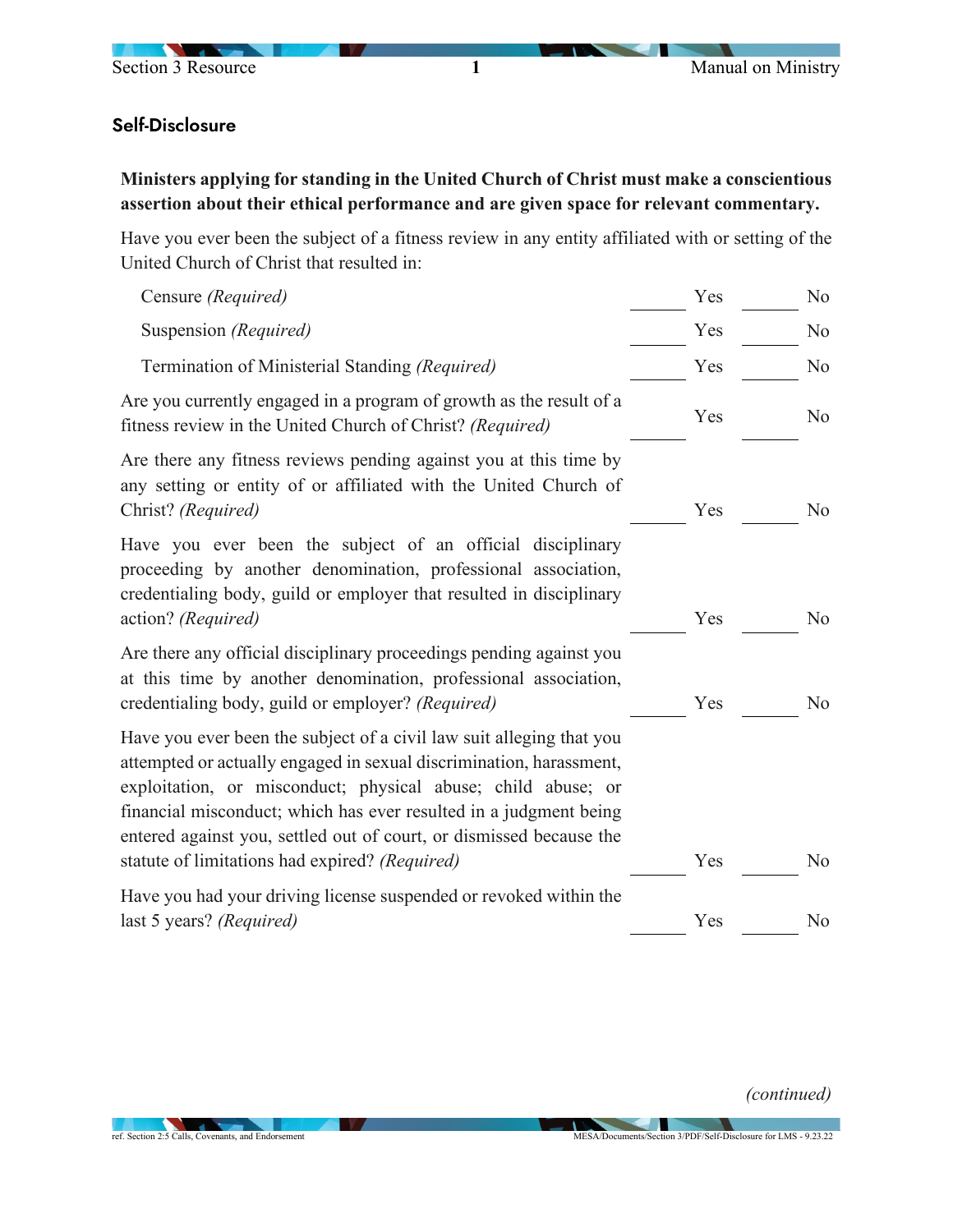## Self-Disclosure

**Ministers applying for standing in the United Church of Christ must make a conscientious assertion about their ethical performance and are given space for relevant commentary.**

Have you ever been the subject of a fitness review in any entity affiliated with or setting of the United Church of Christ that resulted in:

| | | |
|---|---|---|
| Censure *(Required)* | ______ Yes | ______ No |
| Suspension *(Required)* | ______ Yes | ______ No |
| Termination of Ministerial Standing *(Required)* | ______ Yes | ______ No |
| Are you currently engaged in a program of growth as the result of a fitness review in the United Church of Christ? *(Required)* | ______ Yes | ______ No |
| Are there any fitness reviews pending against you at this time by any setting or entity of or affiliated with the United Church of Christ? *(Required)* | ______ Yes | ______ No |
| Have you ever been the subject of an official disciplinary proceeding by another denomination, professional association, credentialing body, guild or employer that resulted in disciplinary action? *(Required)* | ______ Yes | ______ No |
| Are there any official disciplinary proceedings pending against you at this time by another denomination, professional association, credentialing body, guild or employer? *(Required)* | ______ Yes | ______ No |
| Have you ever been the subject of a civil law suit alleging that you attempted or actually engaged in sexual discrimination, harassment, exploitation, or misconduct; physical abuse; child abuse; or financial misconduct; which has ever resulted in a judgment being entered against you, settled out of court, or dismissed because the statute of limitations had expired? *(Required)* | ______ Yes | ______ No |
| Have you had your driving license suspended or revoked within the last 5 years? *(Required)* | ______ Yes | ______ No |

*(continued)*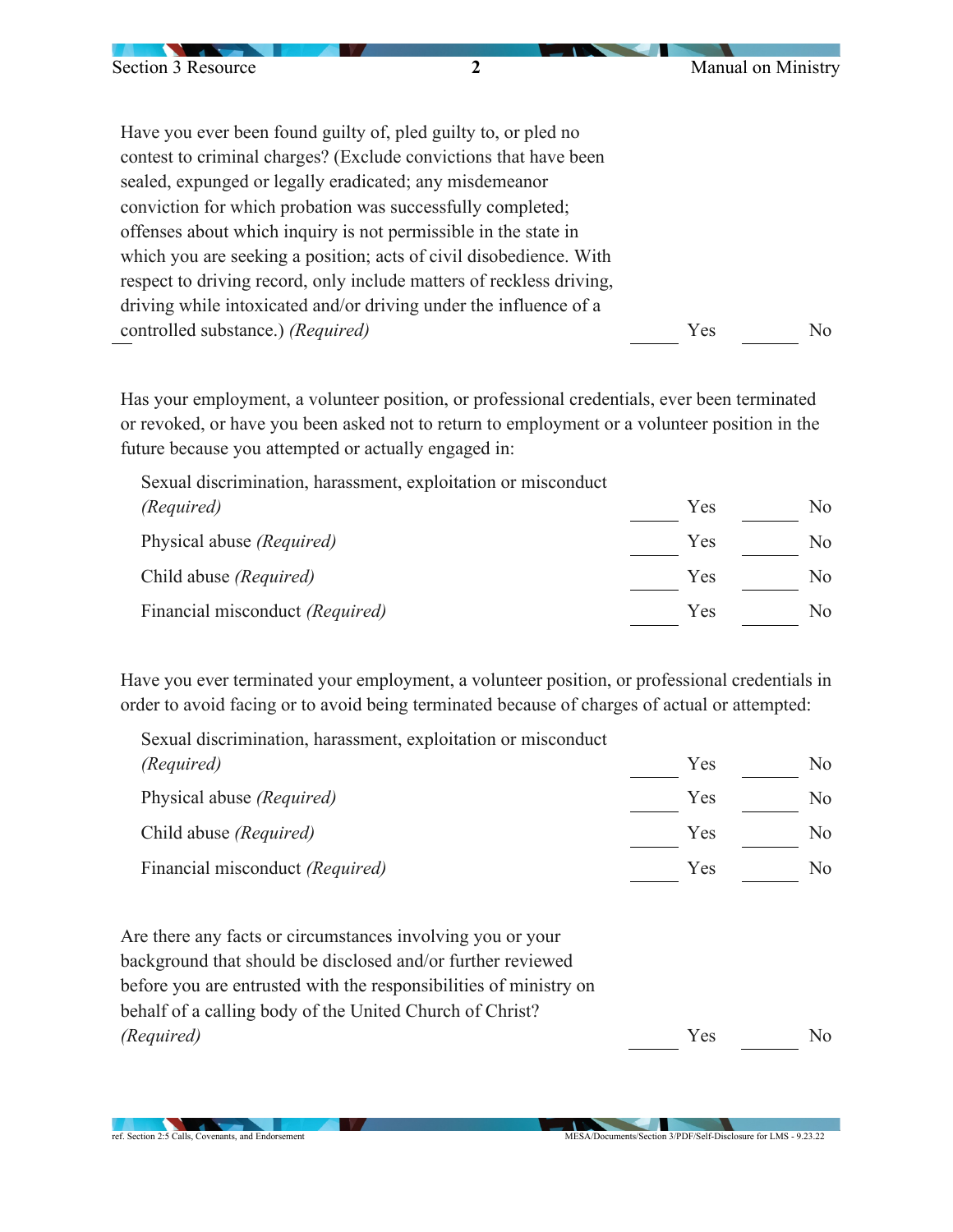Have you ever been found guilty of, pled guilty to, or pled no contest to criminal charges? (Exclude convictions that have been sealed, expunged or legally eradicated; any misdemeanor conviction for which probation was successfully completed; offenses about which inquiry is not permissible in the state in which you are seeking a position; acts of civil disobedience. With respect to driving record, only include matters of reckless driving, driving while intoxicated and/or driving under the influence of a controlled substance.) *(Required)* ______ Yes ______ No

Has your employment, a volunteer position, or professional credentials, ever been terminated or revoked, or have you been asked not to return to employment or a volunteer position in the future because you attempted or actually engaged in:

- Sexual discrimination, harassment, exploitation or misconduct *(Required)* ______ Yes ______ No
- Physical abuse *(Required)* ______ Yes ______ No
- Child abuse *(Required)* ______ Yes ______ No
- Financial misconduct *(Required)* ______ Yes ______ No

Have you ever terminated your employment, a volunteer position, or professional credentials in order to avoid facing or to avoid being terminated because of charges of actual or attempted:

- Sexual discrimination, harassment, exploitation or misconduct *(Required)* ______ Yes ______ No
- Physical abuse *(Required)* ______ Yes ______ No
- Child abuse *(Required)* ______ Yes ______ No
- Financial misconduct *(Required)* ______ Yes ______ No

Are there any facts or circumstances involving you or your background that should be disclosed and/or further reviewed before you are entrusted with the responsibilities of ministry on behalf of a calling body of the United Church of Christ? *(Required)* ______ Yes ______ No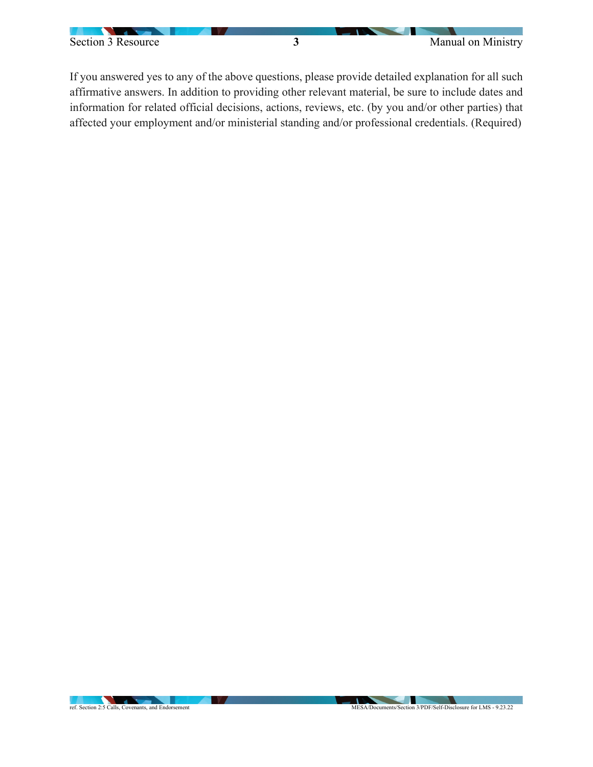If you answered yes to any of the above questions, please provide detailed explanation for all such affirmative answers. In addition to providing other relevant material, be sure to include dates and information for related official decisions, actions, reviews, etc. (by you and/or other parties) that affected your employment and/or ministerial standing and/or professional credentials. (Required)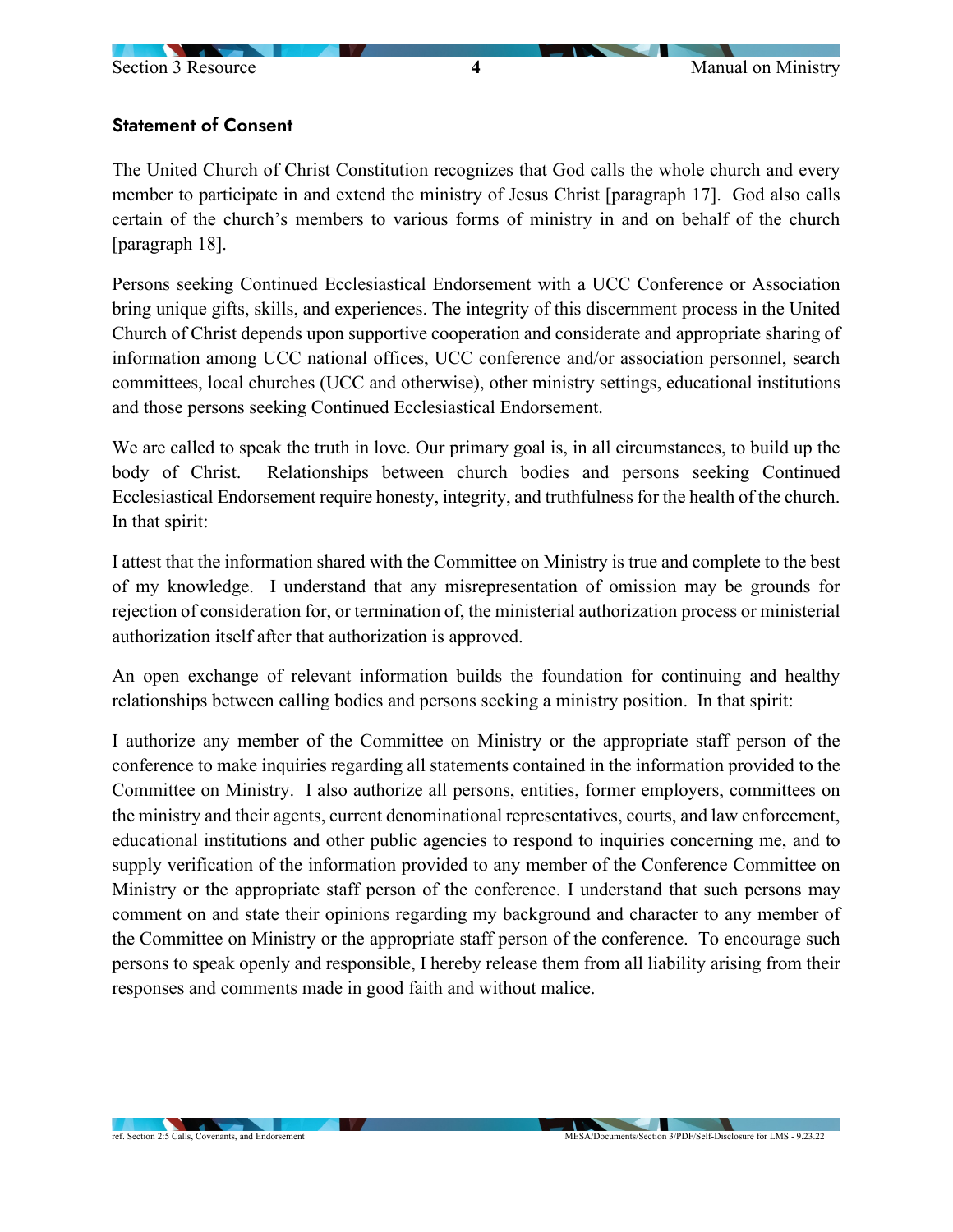## Statement of Consent

The United Church of Christ Constitution recognizes that God calls the whole church and every member to participate in and extend the ministry of Jesus Christ [paragraph 17]. God also calls certain of the church's members to various forms of ministry in and on behalf of the church [paragraph 18].

Persons seeking Continued Ecclesiastical Endorsement with a UCC Conference or Association bring unique gifts, skills, and experiences. The integrity of this discernment process in the United Church of Christ depends upon supportive cooperation and considerate and appropriate sharing of information among UCC national offices, UCC conference and/or association personnel, search committees, local churches (UCC and otherwise), other ministry settings, educational institutions and those persons seeking Continued Ecclesiastical Endorsement.

We are called to speak the truth in love. Our primary goal is, in all circumstances, to build up the body of Christ. Relationships between church bodies and persons seeking Continued Ecclesiastical Endorsement require honesty, integrity, and truthfulness for the health of the church. In that spirit:

I attest that the information shared with the Committee on Ministry is true and complete to the best of my knowledge. I understand that any misrepresentation of omission may be grounds for rejection of consideration for, or termination of, the ministerial authorization process or ministerial authorization itself after that authorization is approved.

An open exchange of relevant information builds the foundation for continuing and healthy relationships between calling bodies and persons seeking a ministry position. In that spirit:

I authorize any member of the Committee on Ministry or the appropriate staff person of the conference to make inquiries regarding all statements contained in the information provided to the Committee on Ministry. I also authorize all persons, entities, former employers, committees on the ministry and their agents, current denominational representatives, courts, and law enforcement, educational institutions and other public agencies to respond to inquiries concerning me, and to supply verification of the information provided to any member of the Conference Committee on Ministry or the appropriate staff person of the conference. I understand that such persons may comment on and state their opinions regarding my background and character to any member of the Committee on Ministry or the appropriate staff person of the conference. To encourage such persons to speak openly and responsible, I hereby release them from all liability arising from their responses and comments made in good faith and without malice.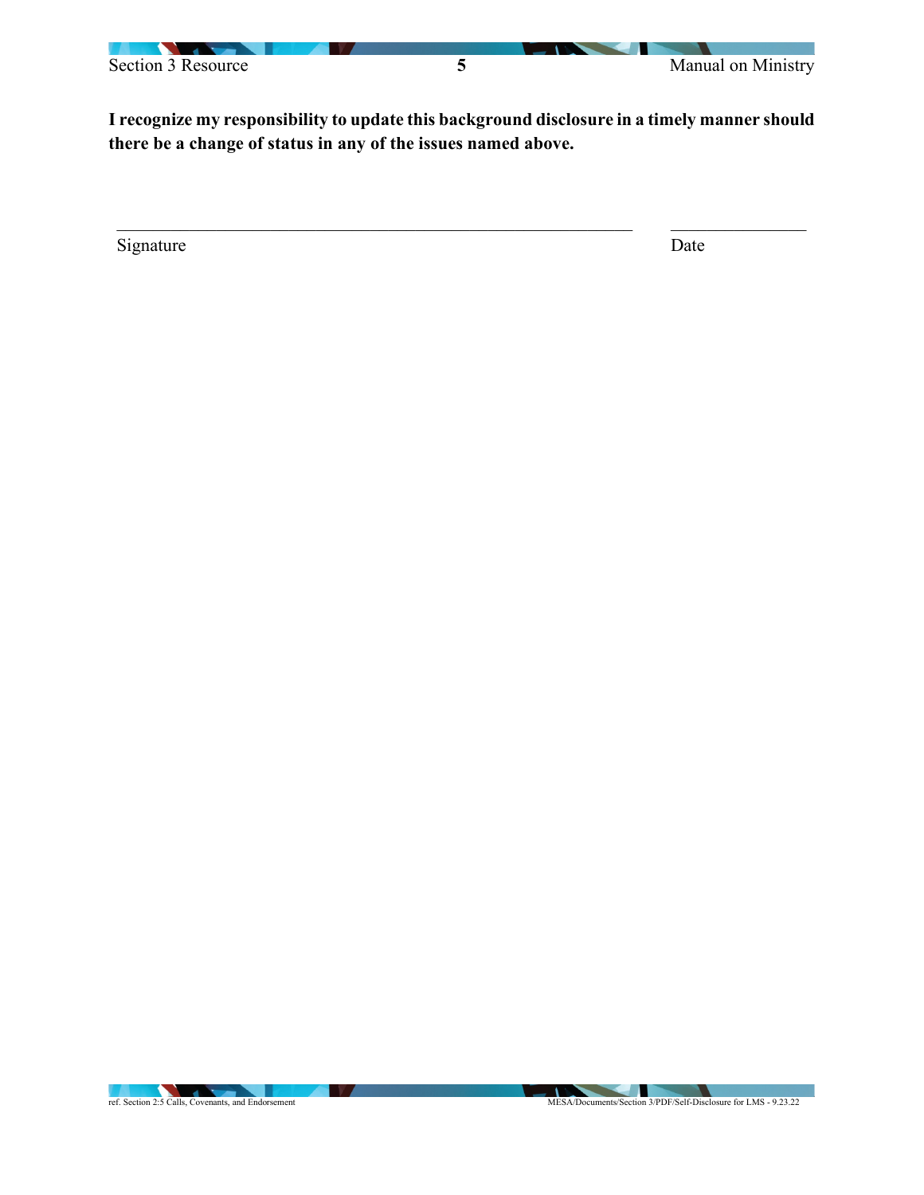**I recognize my responsibility to update this background disclosure in a timely manner should there be a change of status in any of the issues named above.**

_______________________________________________ _______________

Signature Date